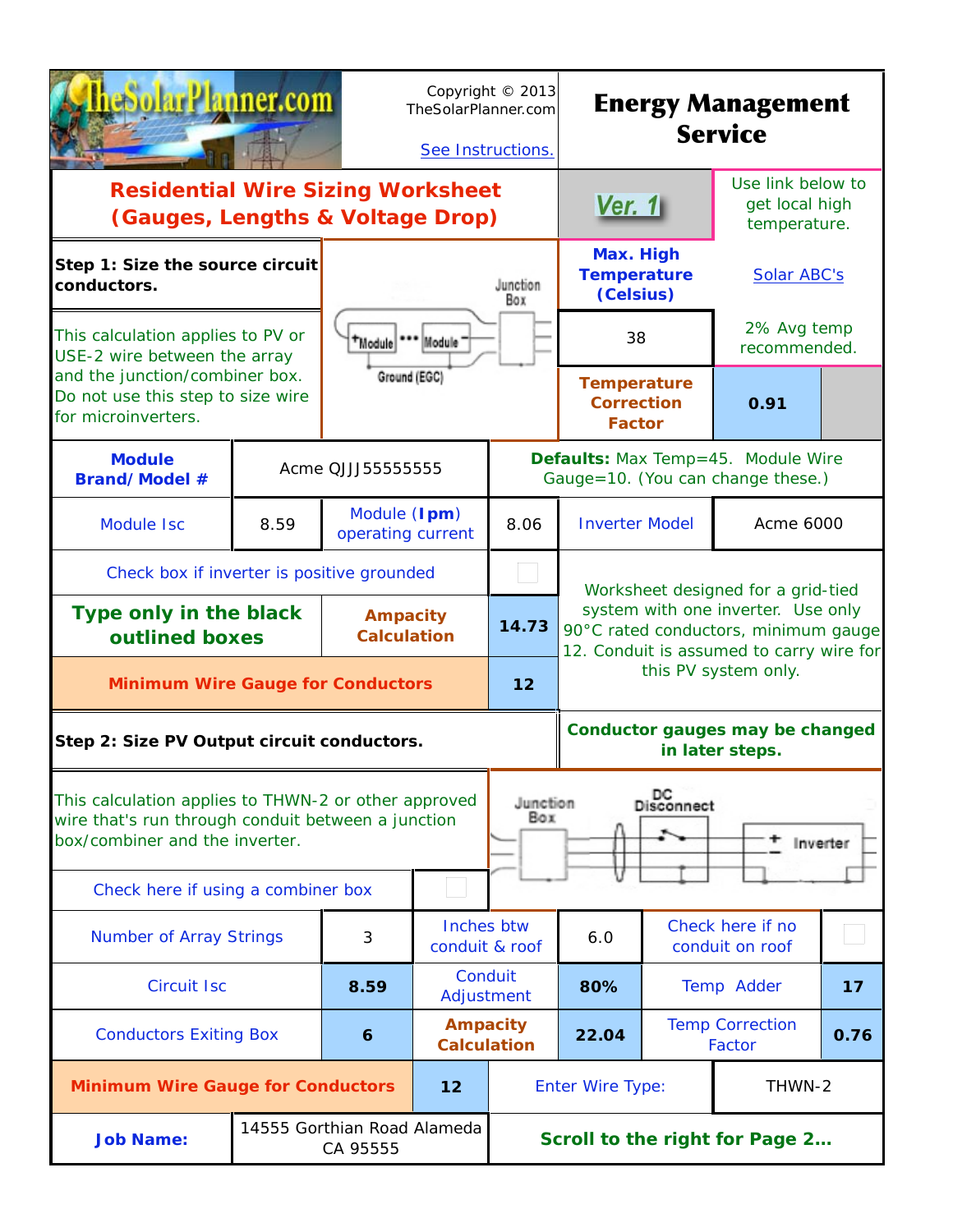TheSolarPlanner.com

Copyright © 2013 TheSolarPlanner.com

See Instructions.

# Energy Management Service

## Residential Wire Sizing Worksheet (Gauges, Lengths & Voltage Drop)

Ver. 1

Use link below to get local high temperature.

**Step 1: Size the source circuit conductors.**

This calculation applies to PV or USE-2 wire between the array and the junction/combiner box. Do not use this step to size wire for microinverters.

Junction Box — +Module ••• Module — Ground (EGC)

| **Max. High Temperature (Celsius)** | Solar ABC's |
|---|---|
| 38 | 2% Avg temp recommended. |
| **Temperature Correction Factor** | **0.91** |

| **Module Brand/Model #** | Acme QJJJ55555555 | | |
|---|---|---|---|
| Module Isc | 8.59 | Module (**Ipm**) operating current | 8.06 |
| Check box if inverter is positive grounded | | | ☐ |
| **Type only in the black outlined boxes** | | **Ampacity Calculation** | **14.73** |
| **Minimum Wire Gauge for Conductors** | | | **12** |

**Defaults:** Max Temp=45. Module Wire Gauge=10. (You can change these.)

| Inverter Model | Acme 6000 |
|---|---|

Worksheet designed for a grid-tied system with one inverter. Use only 90°C rated conductors, minimum gauge 12. Conduit is assumed to carry wire for this PV system only.

**Step 2: Size PV Output circuit conductors.**

**Conductor gauges may be changed in later steps.**

This calculation applies to THWN-2 or other approved wire that's run through conduit between a junction box/combiner and the inverter.

Junction Box — DC Disconnect — Inverter

| Check here if using a combiner box | ☐ | | | | |
|---|---|---|---|---|---|
| Number of Array Strings | 3 | Inches btw conduit & roof | 6.0 | Check here if no conduit on roof | ☐ |
| Circuit Isc | **8.59** | Conduit Adjustment | **80%** | Temp Adder | **17** |
| Conductors Exiting Box | **6** | **Ampacity Calculation** | **22.04** | Temp Correction Factor | **0.76** |
| **Minimum Wire Gauge for Conductors** | **12** | Enter Wire Type: | | THWN-2 | |
| **Job Name:** | 14555 Gorthian Road Alameda CA 95555 | **Scroll to the right for Page 2...** | | | |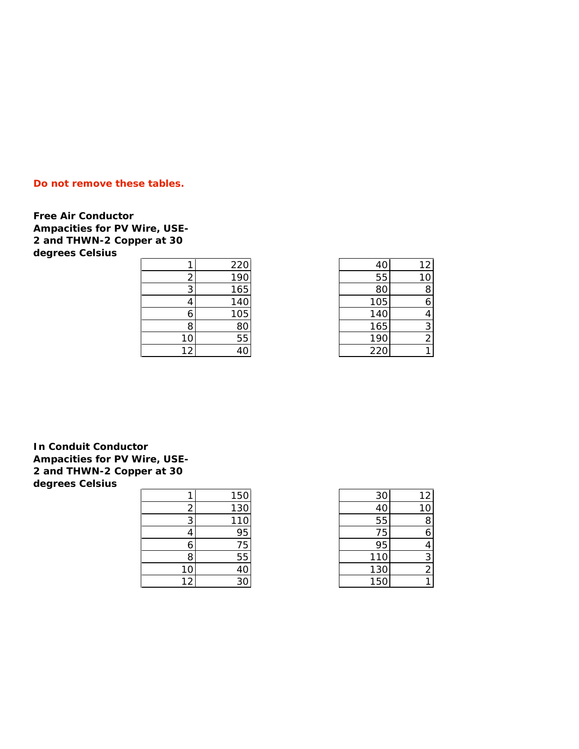**Do not remove these tables.**

**Free Air Conductor Ampacities for PV Wire, USE-2 and THWN-2 Copper at 30 degrees Celsius**

| | |
|---|---|
| 1 | 220 |
| 2 | 190 |
| 3 | 165 |
| 4 | 140 |
| 6 | 105 |
| 8 | 80 |
| 10 | 55 |
| 12 | 40 |

| | |
|---|---|
| 40 | 12 |
| 55 | 10 |
| 80 | 8 |
| 105 | 6 |
| 140 | 4 |
| 165 | 3 |
| 190 | 2 |
| 220 | 1 |

**In Conduit Conductor Ampacities for PV Wire, USE-2 and THWN-2 Copper at 30 degrees Celsius**

| | |
|---|---|
| 1 | 150 |
| 2 | 130 |
| 3 | 110 |
| 4 | 95 |
| 6 | 75 |
| 8 | 55 |
| 10 | 40 |
| 12 | 30 |

| | |
|---|---|
| 30 | 12 |
| 40 | 10 |
| 55 | 8 |
| 75 | 6 |
| 95 | 4 |
| 110 | 3 |
| 130 | 2 |
| 150 | 1 |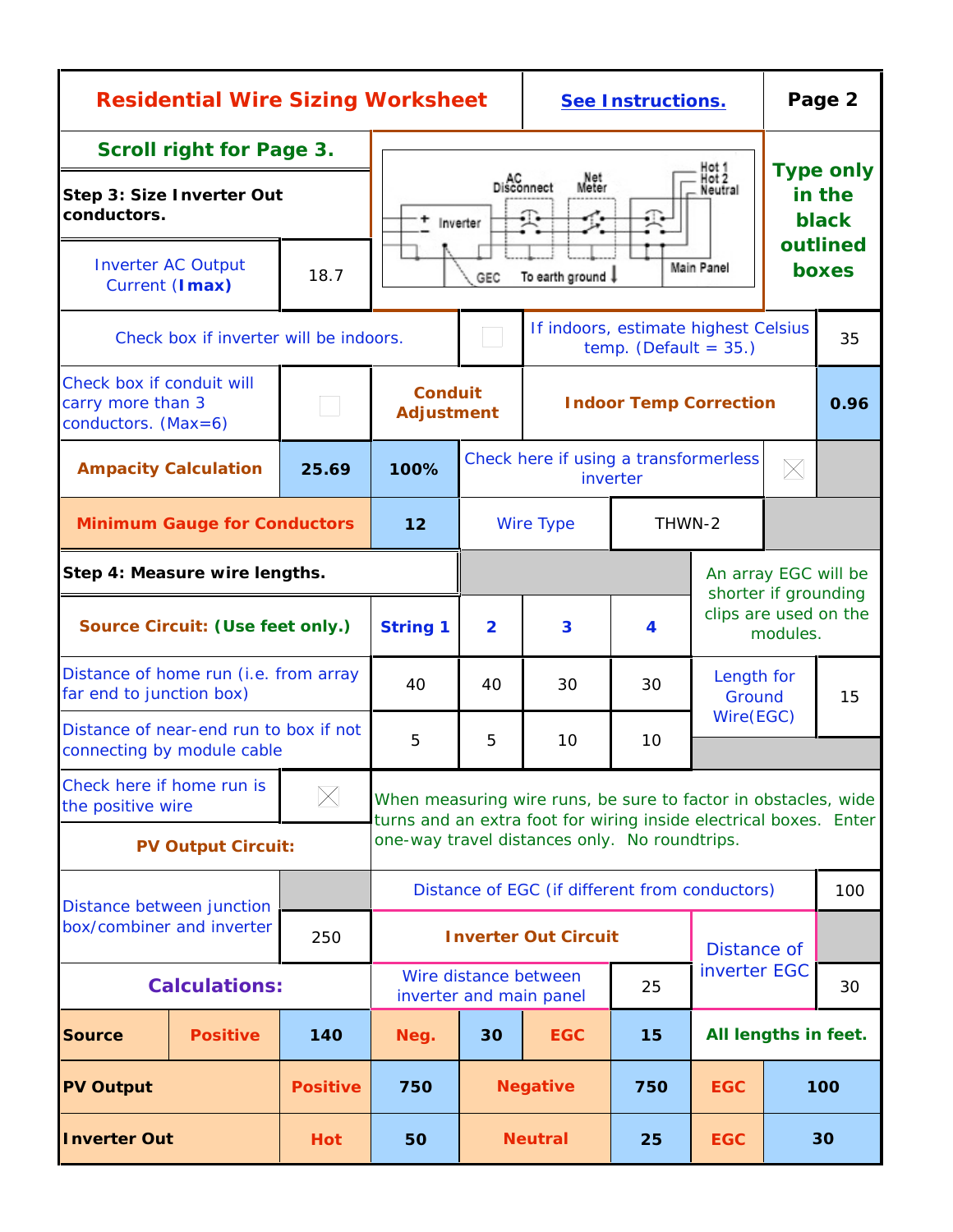# Residential Wire Sizing Worksheet

See Instructions. | Page 2

**Scroll right for Page 3.**

**Type only in the black outlined boxes**

**Step 3: Size Inverter Out conductors.**

| | |
|---|---|
| Inverter AC Output Current (**Imax**) | 18.7 |
| Check box if inverter will be indoors. | ☐ |
| If indoors, estimate highest Celsius temp. (Default = 35.) | 35 |
| Check box if conduit will carry more than 3 conductors. (Max=6) | ☐ |
| **Conduit Adjustment** | 100% |
| **Indoor Temp Correction** | **0.96** |
| **Ampacity Calculation** | **25.69** |
| Check here if using a transformerless inverter | ☒ |
| **Minimum Gauge for Conductors** | **12** |
| Wire Type | THWN-2 |

**Step 4: Measure wire lengths.**

| **Source Circuit: (Use feet only.)** | **String 1** | **2** | **3** | **4** |
|---|---|---|---|---|
| Distance of home run (i.e. from array far end to junction box) | 40 | 40 | 30 | 30 |
| Distance of near-end run to box if not connecting by module cable | 5 | 5 | 10 | 10 |
| Check here if home run is the positive wire | ☒ | | | |

An array EGC will be shorter if grounding clips are used on the modules.

| | |
|---|---|
| Length for Ground Wire(EGC) | 15 |

When measuring wire runs, be sure to factor in obstacles, wide turns and an extra foot for wiring inside electrical boxes. Enter one-way travel distances only. No roundtrips.

**PV Output Circuit:**

| | |
|---|---|
| Distance between junction box/combiner and inverter | 250 |
| Distance of EGC (if different from conductors) | 100 |

**Inverter Out Circuit**

| | |
|---|---|
| Wire distance between inverter and main panel | 25 |
| Distance of inverter EGC | 30 |

**Calculations:**

**All lengths in feet.**

| | | | | | | |
|---|---|---|---|---|---|---|
| **Source** | **Positive** | **140** | **Neg.** | **30** | **EGC** | **15** |
| **PV Output** | **Positive** | **750** | **Negative** | **750** | **EGC** | **100** |
| **Inverter Out** | **Hot** | **50** | **Neutral** | **25** | **EGC** | **30** |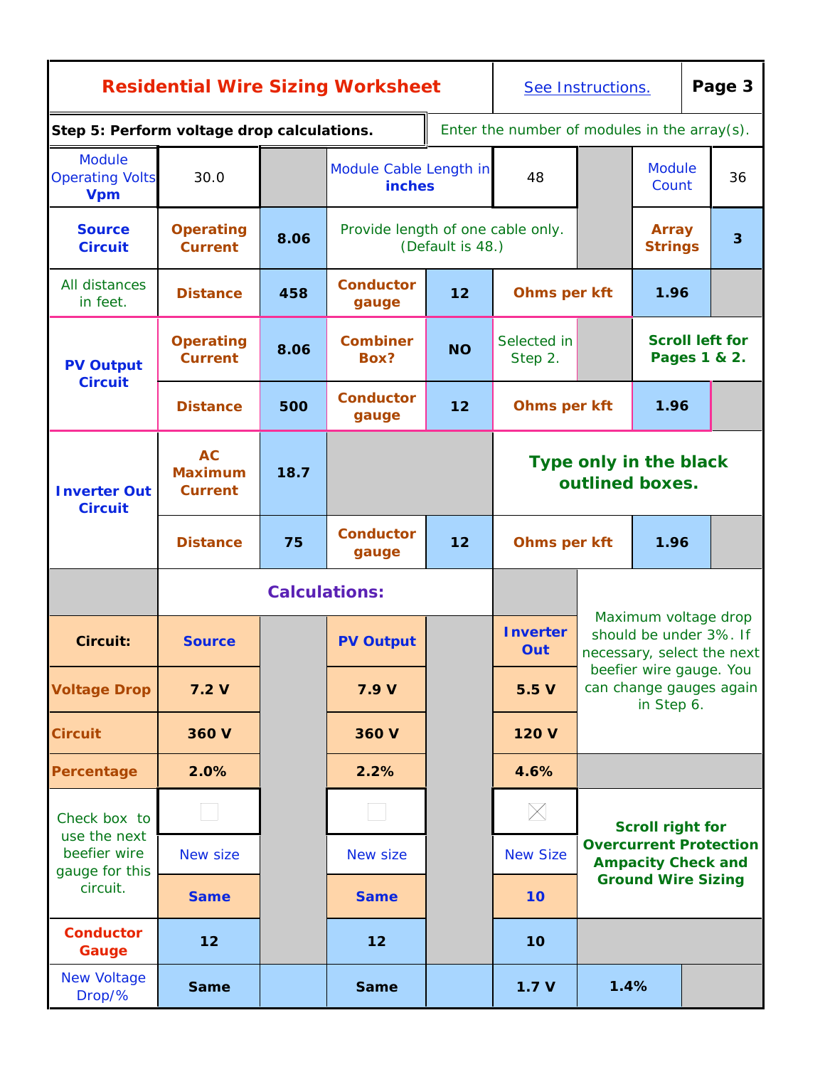# Residential Wire Sizing Worksheet

See Instructions.

**Page 3**

**Step 5: Perform voltage drop calculations.**

Enter the number of modules in the array(s).

| | | | | | | | |
|---|---|---|---|---|---|---|---|
| Module Operating Volts **Vpm** | 30.0 | | Module Cable Length in **inches** | 48 | | Module Count | 36 |
| **Source Circuit** | **Operating Current** | **8.06** | Provide length of one cable only. (Default is 48.) | | | **Array Strings** | **3** |
| All distances in feet. | **Distance** | **458** | **Conductor gauge** | **12** | **Ohms per kft** | **1.96** | |
| **PV Output Circuit** | **Operating Current** | **8.06** | **Combiner Box?** | **NO** | Selected in Step 2. | | **Scroll left for Pages 1 & 2.** |
| | **Distance** | **500** | **Conductor gauge** | **12** | **Ohms per kft** | **1.96** | |
| **Inverter Out Circuit** | **AC Maximum Current** | **18.7** | | | **Type only in the black outlined boxes.** | | |
| | **Distance** | **75** | **Conductor gauge** | **12** | **Ohms per kft** | **1.96** | |

**Calculations:**

| Circuit: | Source | PV Output | Inverter Out |
|---|---|---|---|
| Voltage Drop | 7.2 V | 7.9 V | 5.5 V |
| Circuit | 360 V | 360 V | 120 V |
| Percentage | 2.0% | 2.2% | 4.6% |
| Check box to use the next beefier wire gauge for this circuit. | ☐ | ☐ | ☒ |
| | New size | New size | New Size |
| | Same | Same | 10 |
| Conductor Gauge | 12 | 12 | 10 |
| New Voltage Drop/% | Same | Same | 1.7 V / 1.4% |

Maximum voltage drop should be under 3%. If necessary, select the next beefier wire gauge. You can change gauges again in Step 6.

**Scroll right for Overcurrent Protection Ampacity Check and Ground Wire Sizing**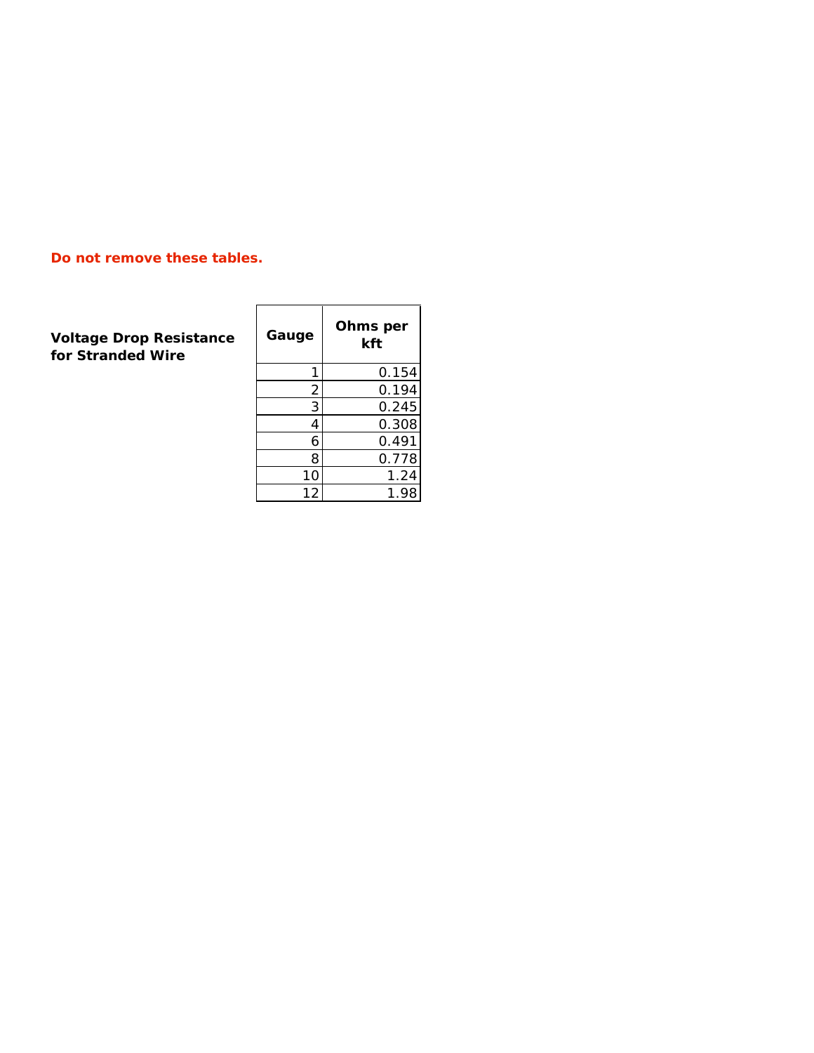**Do not remove these tables.**

**Voltage Drop Resistance for Stranded Wire**

| Gauge | Ohms per kft |
|---|---|
| 1 | 0.154 |
| 2 | 0.194 |
| 3 | 0.245 |
| 4 | 0.308 |
| 6 | 0.491 |
| 8 | 0.778 |
| 10 | 1.24 |
| 12 | 1.98 |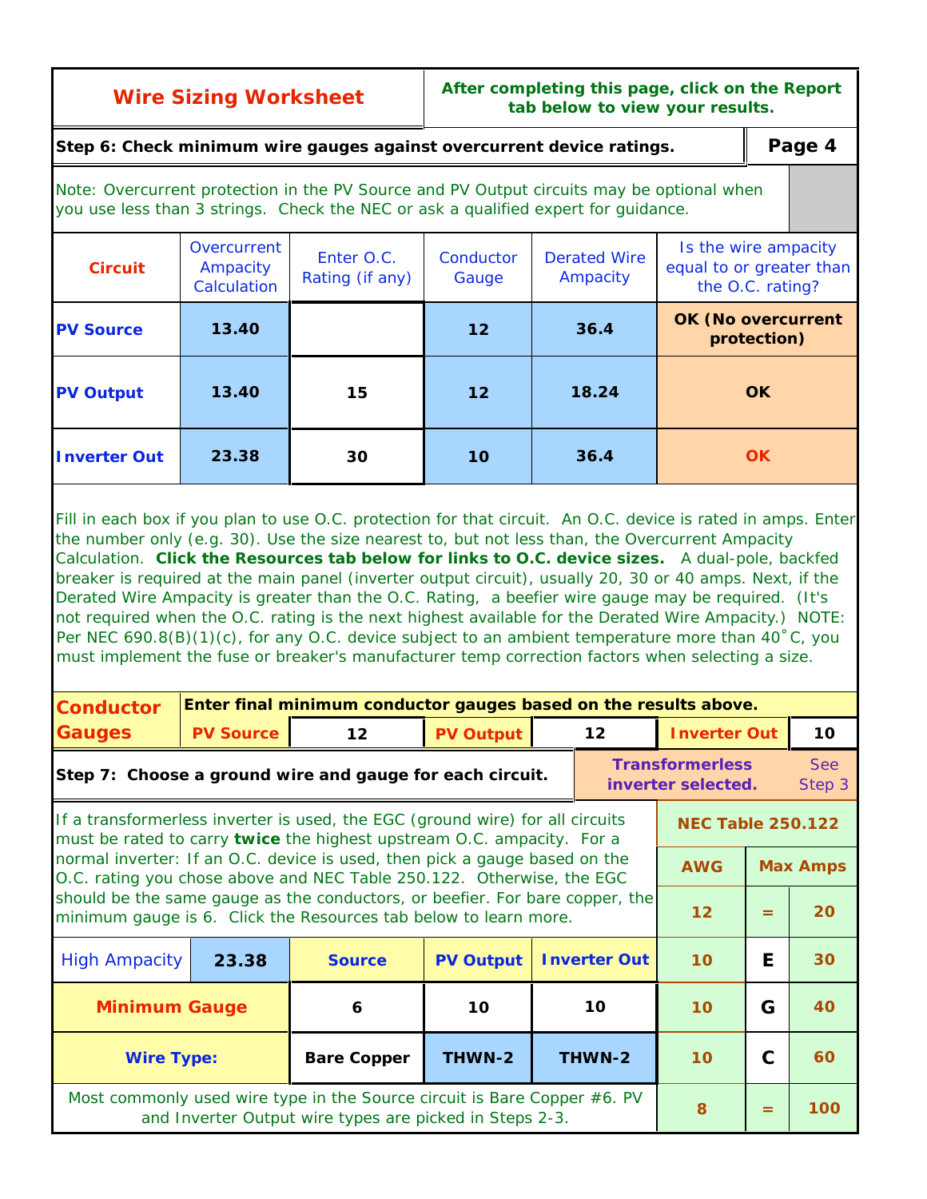## Wire Sizing Worksheet

**After completing this page, click on the Report tab below to view your results.**

**Step 6: Check minimum wire gauges against overcurrent device ratings.** **Page 4**

Note: Overcurrent protection in the PV Source and PV Output circuits may be optional when you use less than 3 strings. Check the NEC or ask a qualified expert for guidance.

| Circuit | Overcurrent Ampacity Calculation | Enter O.C. Rating (if any) | Conductor Gauge | Derated Wire Ampacity | Is the wire ampacity equal to or greater than the O.C. rating? |
|---|---|---|---|---|---|
| **PV Source** | **13.40** | | **12** | **36.4** | **OK (No overcurrent protection)** |
| **PV Output** | **13.40** | **15** | **12** | **18.24** | **OK** |
| **Inverter Out** | **23.38** | **30** | **10** | **36.4** | **OK** |

Fill in each box if you plan to use O.C. protection for that circuit. An O.C. device is rated in amps. Enter the number only (e.g. 30). Use the size nearest to, but not less than, the Overcurrent Ampacity Calculation. **Click the Resources tab below for links to O.C. device sizes.** A dual-pole, backfed breaker is required at the main panel (inverter output circuit), usually 20, 30 or 40 amps. Next, if the Derated Wire Ampacity is greater than the O.C. Rating, a beefier wire gauge may be required. (It's not required when the O.C. rating is the next highest available for the Derated Wire Ampacity.) NOTE: Per NEC 690.8(B)(1)(c), for any O.C. device subject to an ambient temperature more than 40˚C, you must implement the fuse or breaker's manufacturer temp correction factors when selecting a size.

**Conductor Gauges** — **Enter final minimum conductor gauges based on the results above.**

| PV Source | PV Output | Inverter Out |
|---|---|---|
| 12 | 12 | 10 |

**Step 7: Choose a ground wire and gauge for each circuit.**

**Transformerless inverter selected.** See Step 3

If a transformerless inverter is used, the EGC (ground wire) for all circuits must be rated to carry **twice** the highest upstream O.C. ampacity. For a normal inverter: If an O.C. device is used, then pick a gauge based on the O.C. rating you chose above and NEC Table 250.122. Otherwise, the EGC should be the same gauge as the conductors, or beefier. For bare copper, the minimum gauge is 6. Click the Resources tab below to learn more.

| High Ampacity | 23.38 | Source | PV Output | Inverter Out |
|---|---|---|---|---|
| **Minimum Gauge** | | 6 | 10 | 10 |
| **Wire Type:** | | Bare Copper | THWN-2 | THWN-2 |

Most commonly used wire type in the Source circuit is Bare Copper #6. PV and Inverter Output wire types are picked in Steps 2-3.

**NEC Table 250.122**

| AWG | | Max Amps |
|---|---|---|
| 12 | = | 20 |
| 10 | E | 30 |
| 10 | G | 40 |
| 10 | C | 60 |
| 8 | = | 100 |